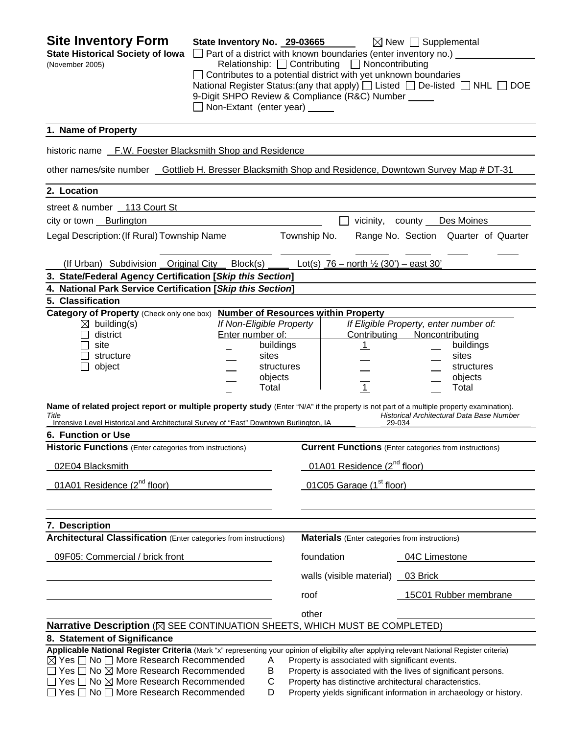# Site Inventory Form

**State Historical Society of Iowa**
(November 2005)

**State Inventory No.** 29-03665 ☒ New ☐ Supplemental

☐ Part of a district with known boundaries (enter inventory no.)

Relationship: ☐ Contributing ☐ Noncontributing

☐ Contributes to a potential district with yet unknown boundaries

National Register Status:(any that apply) ☐ Listed ☐ De-listed ☐ NHL ☐ DOE

9-Digit SHPO Review & Compliance (R&C) Number

☐ Non-Extant (enter year)

## 1. Name of Property

historic name F.W. Foester Blacksmith Shop and Residence

other names/site number Gottlieb H. Bresser Blacksmith Shop and Residence, Downtown Survey Map # DT-31

## 2. Location

street & number 113 Court St

city or town Burlington ☐ vicinity, county Des Moines

Legal Description: (If Rural) Township Name Township No. Range No. Section Quarter of Quarter

(If Urban) Subdivision Original City Block(s) Lot(s) 76 – north ½ (30') – east 30'

## 3. State/Federal Agency Certification [*Skip this Section*]

## 4. National Park Service Certification [*Skip this Section*]

## 5. Classification

**Category of Property** (Check only one box)

☒ building(s)
☐ district
☐ site
☐ structure
☐ object

**Number of Resources within Property**

| If Non-Eligible Property Enter number of: | | If Eligible Property, enter number of: Contributing | Noncontributing | |
|---|---|---|---|---|
| | buildings | 1 | | buildings |
| | sites | | | sites |
| | structures | | | structures |
| | objects | | | objects |
| | Total | 1 | | Total |

**Name of related project report or multiple property study** (Enter "N/A" if the property is not part of a multiple property examination).

*Title*: Intensive Level Historical and Architectural Survey of "East" Downtown Burlington, IA

*Historical Architectural Data Base Number*: 29-034

## 6. Function or Use

| Historic Functions (Enter categories from instructions) | Current Functions (Enter categories from instructions) |
|---|---|
| 02E04 Blacksmith | 01A01 Residence (2nd floor) |
| 01A01 Residence (2nd floor) | 01C05 Garage (1st floor) |

## 7. Description

**Architectural Classification** (Enter categories from instructions)

09F05: Commercial / brick front

**Materials** (Enter categories from instructions)

| | |
|---|---|
| foundation | 04C Limestone |
| walls (visible material) | 03 Brick |
| roof | 15C01 Rubber membrane |
| other | |

**Narrative Description** (☒ SEE CONTINUATION SHEETS, WHICH MUST BE COMPLETED)

## 8. Statement of Significance

**Applicable National Register Criteria** (Mark "x" representing your opinion of eligibility after applying relevant National Register criteria)

☒ Yes ☐ No ☐ More Research Recommended A Property is associated with significant events.

☐ Yes ☐ No ☒ More Research Recommended B Property is associated with the lives of significant persons.

☐ Yes ☐ No ☒ More Research Recommended C Property has distinctive architectural characteristics.

☐ Yes ☐ No ☐ More Research Recommended D Property yields significant information in archaeology or history.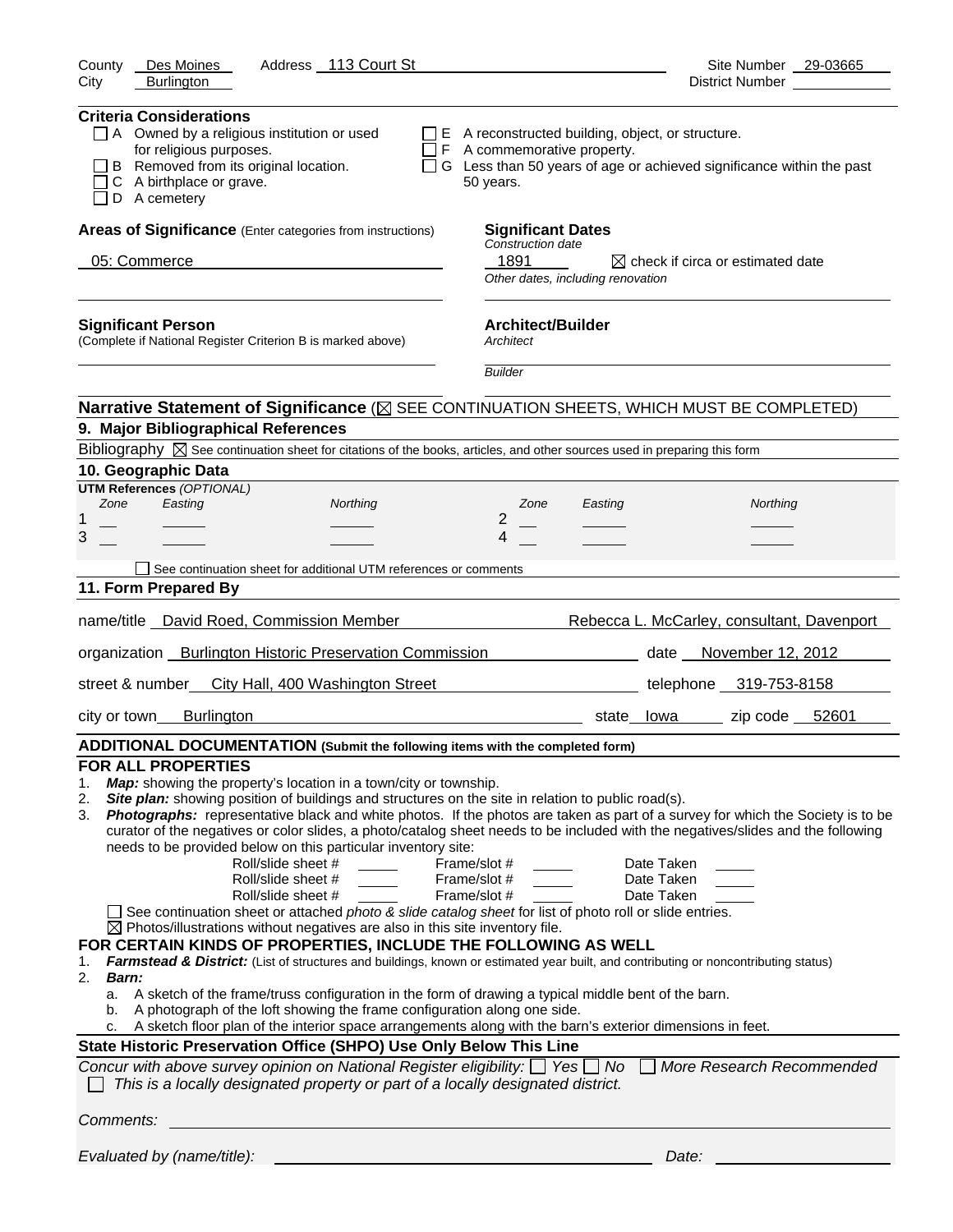County Des Moines Address 113 Court St Site Number 29-03665
City Burlington District Number

**Criteria Considerations**

- ☐ A Owned by a religious institution or used for religious purposes.
- ☐ B Removed from its original location.
- ☐ C A birthplace or grave.
- ☐ D A cemetery
- ☐ E A reconstructed building, object, or structure.
- ☐ F A commemorative property.
- ☐ G Less than 50 years of age or achieved significance within the past 50 years.

**Areas of Significance** (Enter categories from instructions)

05: Commerce

**Significant Dates**
*Construction date*
1891 ☒ check if circa or estimated date
*Other dates, including renovation*

**Significant Person**
(Complete if National Register Criterion B is marked above)

**Architect/Builder**
*Architect*

*Builder*

**Narrative Statement of Significance** (☒ SEE CONTINUATION SHEETS, WHICH MUST BE COMPLETED)

## 9. Major Bibliographical References

Bibliography ☒ See continuation sheet for citations of the books, articles, and other sources used in preparing this form

## 10. Geographic Data

**UTM References** *(OPTIONAL)*

| | Zone | Easting | Northing | | Zone | Easting | Northing |
|---|---|---|---|---|---|---|---|
| 1 | | | | 2 | | | |
| 3 | | | | 4 | | | |

☐ See continuation sheet for additional UTM references or comments

## 11. Form Prepared By

name/title David Roed, Commission Member Rebecca L. McCarley, consultant, Davenport

organization Burlington Historic Preservation Commission date November 12, 2012

street & number City Hall, 400 Washington Street telephone 319-753-8158

city or town Burlington state Iowa zip code 52601

## ADDITIONAL DOCUMENTATION (Submit the following items with the completed form)

### FOR ALL PROPERTIES

1. ***Map:*** showing the property's location in a town/city or township.
2. ***Site plan:*** showing position of buildings and structures on the site in relation to public road(s).
3. ***Photographs:*** representative black and white photos. If the photos are taken as part of a survey for which the Society is to be curator of the negatives or color slides, a photo/catalog sheet needs to be included with the negatives/slides and the following needs to be provided below on this particular inventory site:

| Roll/slide sheet # | Frame/slot # | Date Taken |
|---|---|---|
| | | |
| | | |
| | | |

☐ See continuation sheet or attached *photo & slide catalog sheet* for list of photo roll or slide entries.
☒ Photos/illustrations without negatives are also in this site inventory file.

### FOR CERTAIN KINDS OF PROPERTIES, INCLUDE THE FOLLOWING AS WELL

1. ***Farmstead & District:*** (List of structures and buildings, known or estimated year built, and contributing or noncontributing status)
2. ***Barn:***
   a. A sketch of the frame/truss configuration in the form of drawing a typical middle bent of the barn.
   b. A photograph of the loft showing the frame configuration along one side.
   c. A sketch floor plan of the interior space arrangements along with the barn's exterior dimensions in feet.

### State Historic Preservation Office (SHPO) Use Only Below This Line

*Concur with above survey opinion on National Register eligibility:* ☐ *Yes* ☐ *No* ☐ *More Research Recommended*
☐ *This is a locally designated property or part of a locally designated district.*

*Comments:*

*Evaluated by (name/title):* *Date:*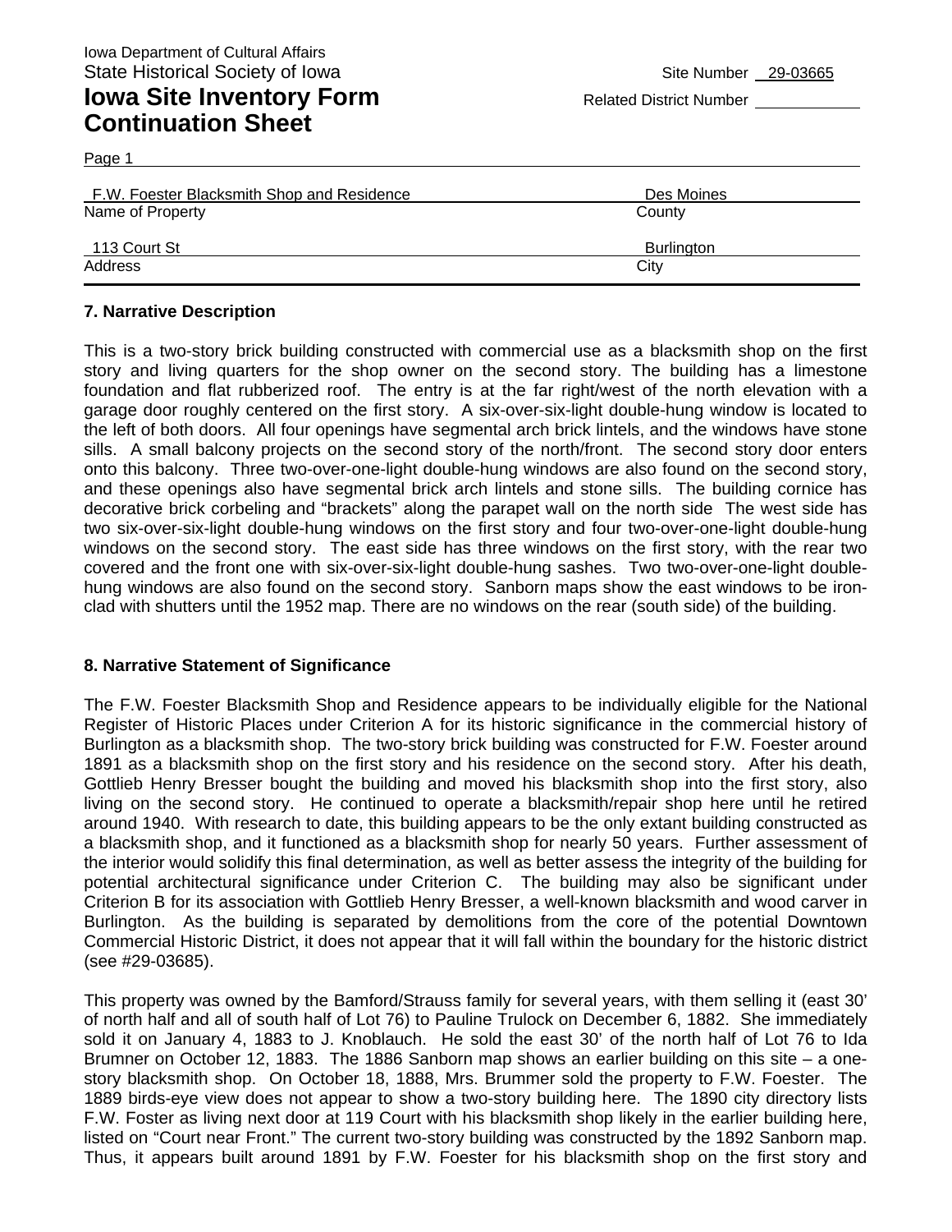Iowa Department of Cultural Affairs
State Historical Society of Iowa

Site Number 29-03665

# Iowa Site Inventory Form Continuation Sheet

Related District Number

Page 1

| F.W. Foester Blacksmith Shop and Residence | Des Moines |
|---|---|
| Name of Property | County |
| 113 Court St | Burlington |
| Address | City |

## 7. Narrative Description

This is a two-story brick building constructed with commercial use as a blacksmith shop on the first story and living quarters for the shop owner on the second story. The building has a limestone foundation and flat rubberized roof. The entry is at the far right/west of the north elevation with a garage door roughly centered on the first story. A six-over-six-light double-hung window is located to the left of both doors. All four openings have segmental arch brick lintels, and the windows have stone sills. A small balcony projects on the second story of the north/front. The second story door enters onto this balcony. Three two-over-one-light double-hung windows are also found on the second story, and these openings also have segmental brick arch lintels and stone sills. The building cornice has decorative brick corbeling and "brackets" along the parapet wall on the north side The west side has two six-over-six-light double-hung windows on the first story and four two-over-one-light double-hung windows on the second story. The east side has three windows on the first story, with the rear two covered and the front one with six-over-six-light double-hung sashes. Two two-over-one-light double-hung windows are also found on the second story. Sanborn maps show the east windows to be iron-clad with shutters until the 1952 map. There are no windows on the rear (south side) of the building.

## 8. Narrative Statement of Significance

The F.W. Foester Blacksmith Shop and Residence appears to be individually eligible for the National Register of Historic Places under Criterion A for its historic significance in the commercial history of Burlington as a blacksmith shop. The two-story brick building was constructed for F.W. Foester around 1891 as a blacksmith shop on the first story and his residence on the second story. After his death, Gottlieb Henry Bresser bought the building and moved his blacksmith shop into the first story, also living on the second story. He continued to operate a blacksmith/repair shop here until he retired around 1940. With research to date, this building appears to be the only extant building constructed as a blacksmith shop, and it functioned as a blacksmith shop for nearly 50 years. Further assessment of the interior would solidify this final determination, as well as better assess the integrity of the building for potential architectural significance under Criterion C. The building may also be significant under Criterion B for its association with Gottlieb Henry Bresser, a well-known blacksmith and wood carver in Burlington. As the building is separated by demolitions from the core of the potential Downtown Commercial Historic District, it does not appear that it will fall within the boundary for the historic district (see #29-03685).

This property was owned by the Bamford/Strauss family for several years, with them selling it (east 30' of north half and all of south half of Lot 76) to Pauline Trulock on December 6, 1882. She immediately sold it on January 4, 1883 to J. Knoblauch. He sold the east 30' of the north half of Lot 76 to Ida Brumner on October 12, 1883. The 1886 Sanborn map shows an earlier building on this site – a one-story blacksmith shop. On October 18, 1888, Mrs. Brummer sold the property to F.W. Foester. The 1889 birds-eye view does not appear to show a two-story building here. The 1890 city directory lists F.W. Foster as living next door at 119 Court with his blacksmith shop likely in the earlier building here, listed on "Court near Front." The current two-story building was constructed by the 1892 Sanborn map. Thus, it appears built around 1891 by F.W. Foester for his blacksmith shop on the first story and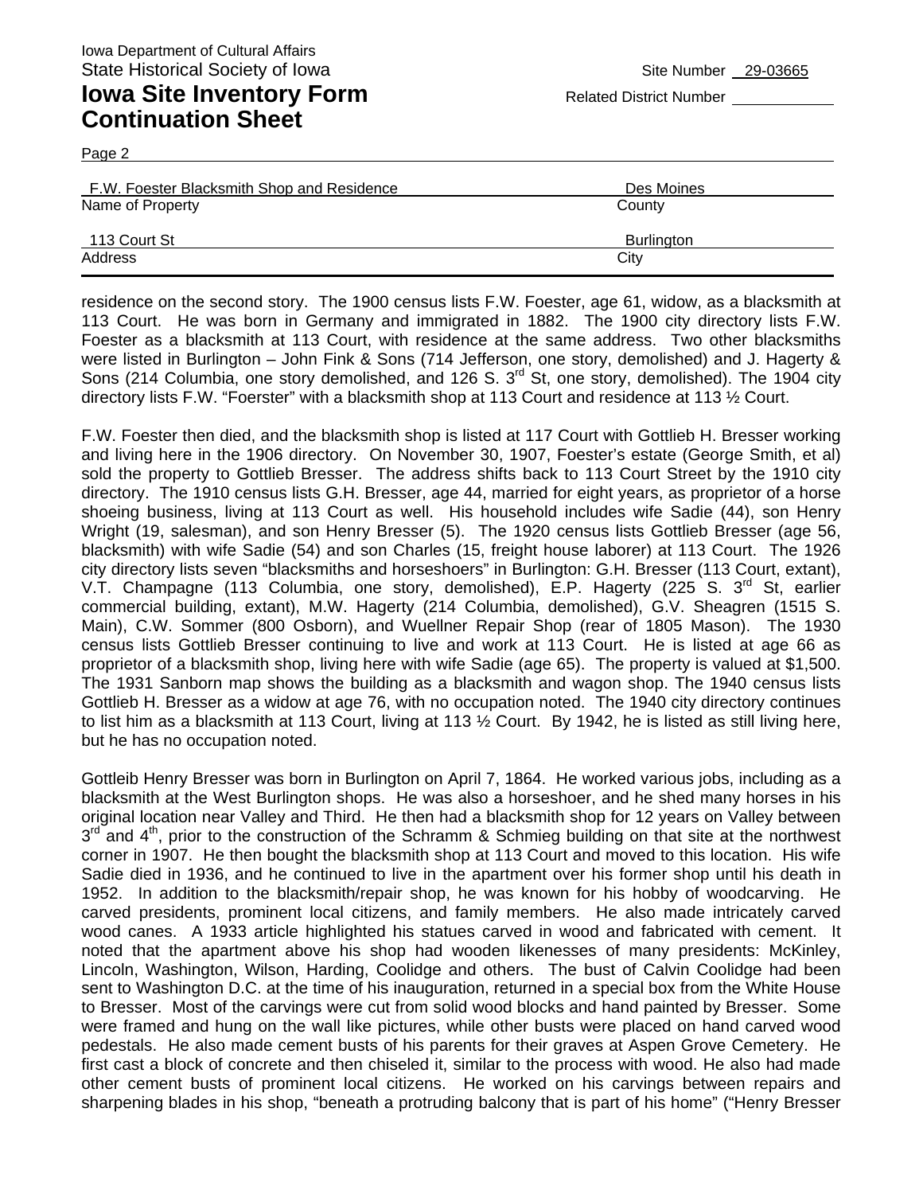residence on the second story. The 1900 census lists F.W. Foester, age 61, widow, as a blacksmith at 113 Court. He was born in Germany and immigrated in 1882. The 1900 city directory lists F.W. Foester as a blacksmith at 113 Court, with residence at the same address. Two other blacksmiths were listed in Burlington – John Fink & Sons (714 Jefferson, one story, demolished) and J. Hagerty & Sons (214 Columbia, one story demolished, and 126 S. 3rd St, one story, demolished). The 1904 city directory lists F.W. "Foerster" with a blacksmith shop at 113 Court and residence at 113 ½ Court.

F.W. Foester then died, and the blacksmith shop is listed at 117 Court with Gottlieb H. Bresser working and living here in the 1906 directory. On November 30, 1907, Foester's estate (George Smith, et al) sold the property to Gottlieb Bresser. The address shifts back to 113 Court Street by the 1910 city directory. The 1910 census lists G.H. Bresser, age 44, married for eight years, as proprietor of a horse shoeing business, living at 113 Court as well. His household includes wife Sadie (44), son Henry Wright (19, salesman), and son Henry Bresser (5). The 1920 census lists Gottlieb Bresser (age 56, blacksmith) with wife Sadie (54) and son Charles (15, freight house laborer) at 113 Court. The 1926 city directory lists seven "blacksmiths and horseshoers" in Burlington: G.H. Bresser (113 Court, extant), V.T. Champagne (113 Columbia, one story, demolished), E.P. Hagerty (225 S. 3rd St, earlier commercial building, extant), M.W. Hagerty (214 Columbia, demolished), G.V. Sheagren (1515 S. Main), C.W. Sommer (800 Osborn), and Wuellner Repair Shop (rear of 1805 Mason). The 1930 census lists Gottlieb Bresser continuing to live and work at 113 Court. He is listed at age 66 as proprietor of a blacksmith shop, living here with wife Sadie (age 65). The property is valued at $1,500. The 1931 Sanborn map shows the building as a blacksmith and wagon shop. The 1940 census lists Gottlieb H. Bresser as a widow at age 76, with no occupation noted. The 1940 city directory continues to list him as a blacksmith at 113 Court, living at 113 ½ Court. By 1942, he is listed as still living here, but he has no occupation noted.

Gottleib Henry Bresser was born in Burlington on April 7, 1864. He worked various jobs, including as a blacksmith at the West Burlington shops. He was also a horseshoer, and he shed many horses in his original location near Valley and Third. He then had a blacksmith shop for 12 years on Valley between 3rd and 4th, prior to the construction of the Schramm & Schmieg building on that site at the northwest corner in 1907. He then bought the blacksmith shop at 113 Court and moved to this location. His wife Sadie died in 1936, and he continued to live in the apartment over his former shop until his death in 1952. In addition to the blacksmith/repair shop, he was known for his hobby of woodcarving. He carved presidents, prominent local citizens, and family members. He also made intricately carved wood canes. A 1933 article highlighted his statues carved in wood and fabricated with cement. It noted that the apartment above his shop had wooden likenesses of many presidents: McKinley, Lincoln, Washington, Wilson, Harding, Coolidge and others. The bust of Calvin Coolidge had been sent to Washington D.C. at the time of his inauguration, returned in a special box from the White House to Bresser. Most of the carvings were cut from solid wood blocks and hand painted by Bresser. Some were framed and hung on the wall like pictures, while other busts were placed on hand carved wood pedestals. He also made cement busts of his parents for their graves at Aspen Grove Cemetery. He first cast a block of concrete and then chiseled it, similar to the process with wood. He also had made other cement busts of prominent local citizens. He worked on his carvings between repairs and sharpening blades in his shop, "beneath a protruding balcony that is part of his home" ("Henry Bresser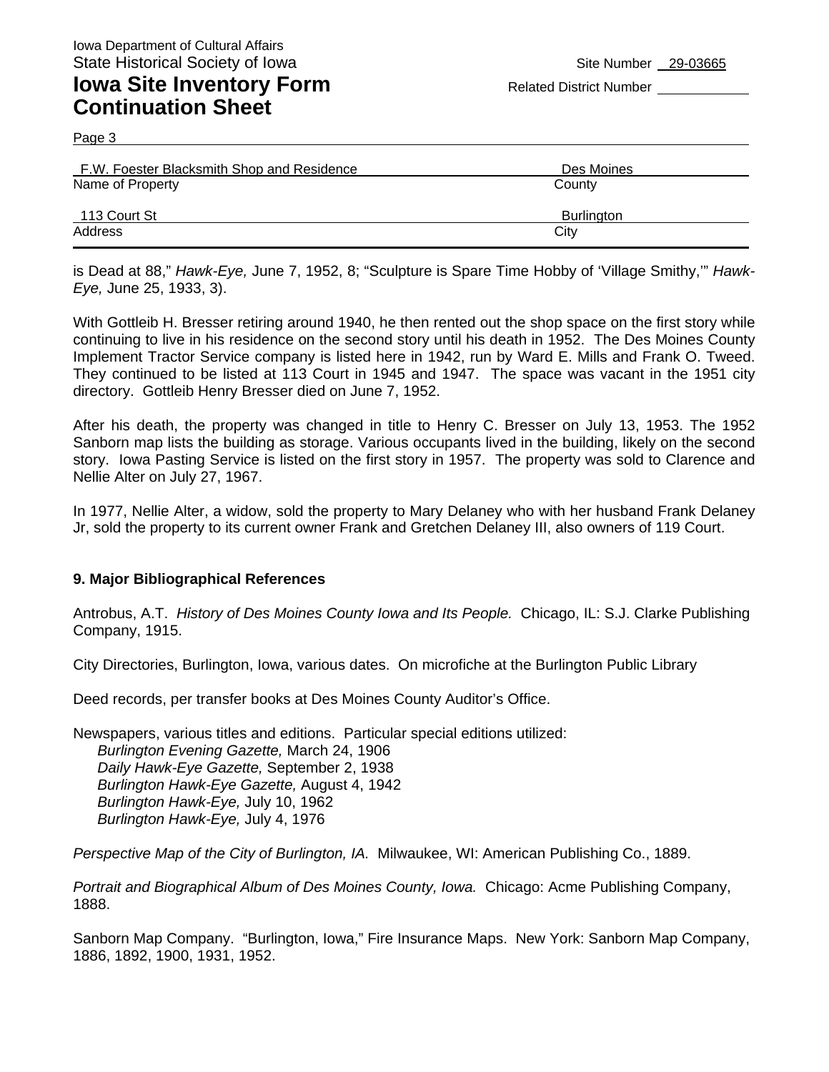F.W. Foester Blacksmith Shop and Residence | Des Moines
Name of Property | County

113 Court St | Burlington
Address | City

is Dead at 88," *Hawk-Eye,* June 7, 1952, 8; "Sculpture is Spare Time Hobby of 'Village Smithy,'" *Hawk-Eye,* June 25, 1933, 3).

With Gottleib H. Bresser retiring around 1940, he then rented out the shop space on the first story while continuing to live in his residence on the second story until his death in 1952. The Des Moines County Implement Tractor Service company is listed here in 1942, run by Ward E. Mills and Frank O. Tweed. They continued to be listed at 113 Court in 1945 and 1947. The space was vacant in the 1951 city directory. Gottleib Henry Bresser died on June 7, 1952.

After his death, the property was changed in title to Henry C. Bresser on July 13, 1953. The 1952 Sanborn map lists the building as storage. Various occupants lived in the building, likely on the second story. Iowa Pasting Service is listed on the first story in 1957. The property was sold to Clarence and Nellie Alter on July 27, 1967.

In 1977, Nellie Alter, a widow, sold the property to Mary Delaney who with her husband Frank Delaney Jr, sold the property to its current owner Frank and Gretchen Delaney III, also owners of 119 Court.

**9. Major Bibliographical References**

Antrobus, A.T. *History of Des Moines County Iowa and Its People.* Chicago, IL: S.J. Clarke Publishing Company, 1915.

City Directories, Burlington, Iowa, various dates. On microfiche at the Burlington Public Library

Deed records, per transfer books at Des Moines County Auditor's Office.

Newspapers, various titles and editions. Particular special editions utilized:
*Burlington Evening Gazette,* March 24, 1906
*Daily Hawk-Eye Gazette,* September 2, 1938
*Burlington Hawk-Eye Gazette,* August 4, 1942
*Burlington Hawk-Eye,* July 10, 1962
*Burlington Hawk-Eye,* July 4, 1976

*Perspective Map of the City of Burlington, IA.* Milwaukee, WI: American Publishing Co., 1889.

*Portrait and Biographical Album of Des Moines County, Iowa.* Chicago: Acme Publishing Company, 1888.

Sanborn Map Company. "Burlington, Iowa," Fire Insurance Maps. New York: Sanborn Map Company, 1886, 1892, 1900, 1931, 1952.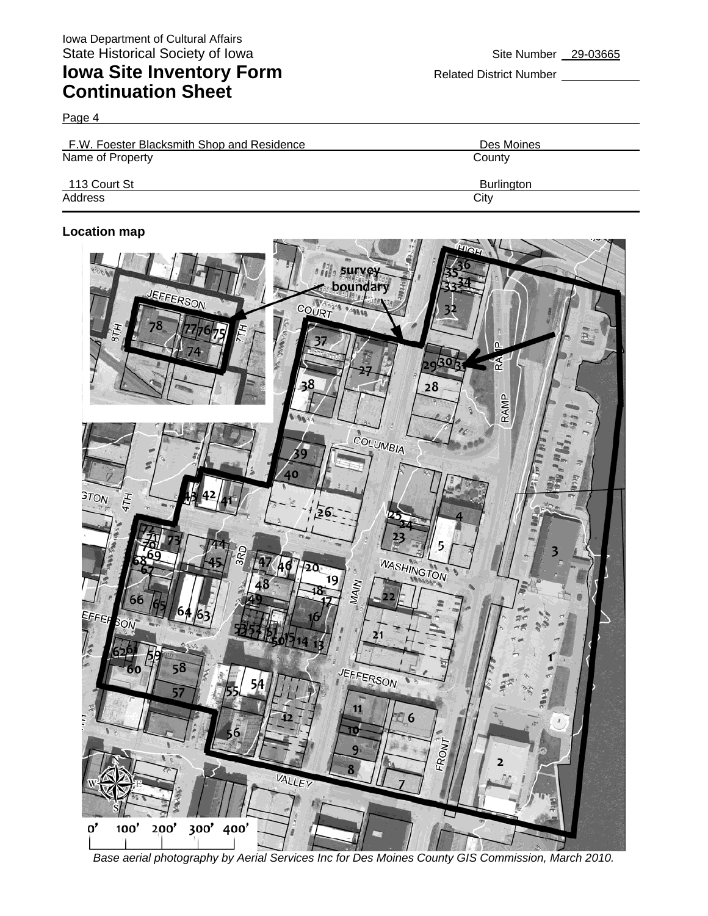Iowa Department of Cultural Affairs
State Historical Society of Iowa

Site Number 29-03665

# Iowa Site Inventory Form Continuation Sheet

Related District Number

Page 4

| F.W. Foester Blacksmith Shop and Residence | Des Moines |
|---|---|
| Name of Property | County |
| 113 Court St | Burlington |
| Address | City |

**Location map**

*Base aerial photography by Aerial Services Inc for Des Moines County GIS Commission, March 2010.*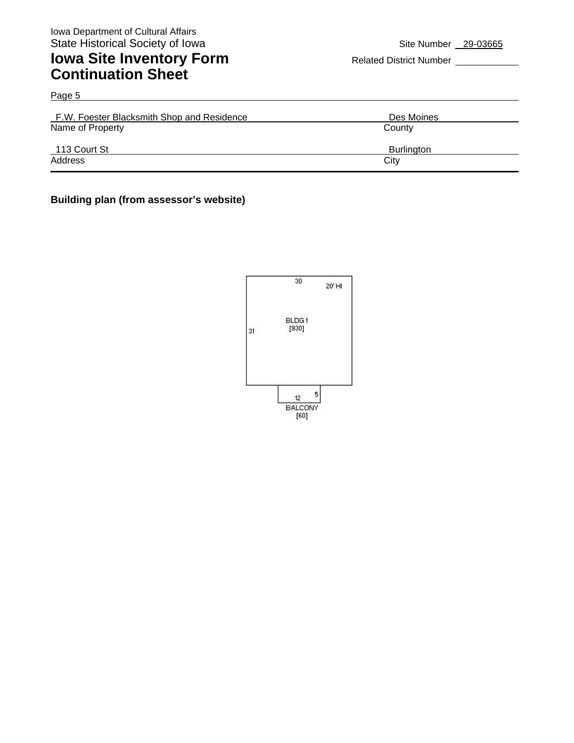Iowa Department of Cultural Affairs
State Historical Society of Iowa

# Iowa Site Inventory Form
# Continuation Sheet

Site Number 29-03665

Related District Number

Page 5

F.W. Foester Blacksmith Shop and Residence — Des Moines
Name of Property — County

113 Court St — Burlington
Address — City

**Building plan (from assessor's website)**

30
20' HI
BLDG 1
[930]
31
12
5
BALCONY
[60]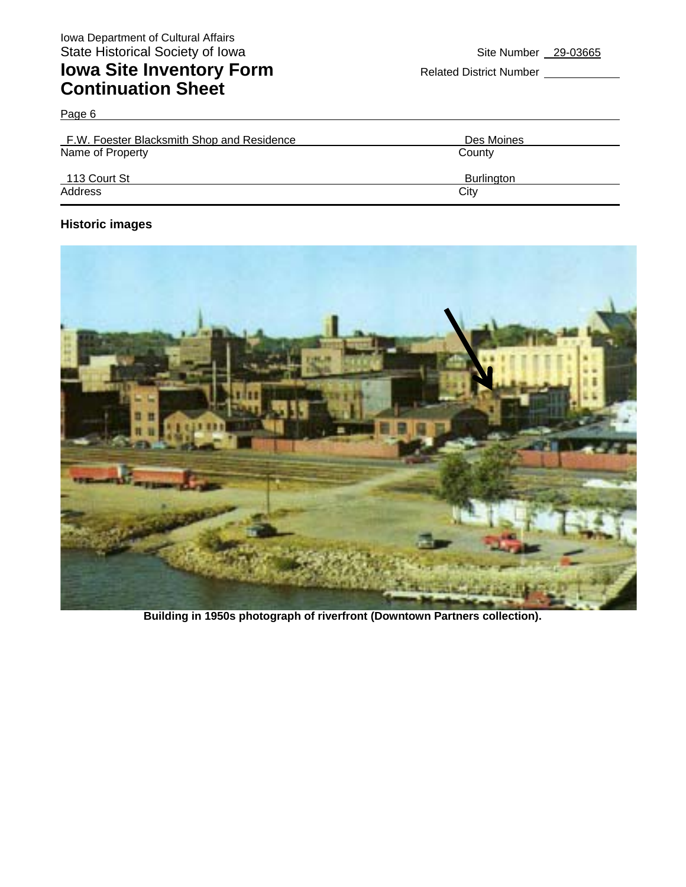Iowa Department of Cultural Affairs
State Historical Society of Iowa

# Iowa Site Inventory Form Continuation Sheet

Site Number 29-03665

Related District Number

Page 6

| F.W. Foester Blacksmith Shop and Residence | Des Moines |
|---|---|
| Name of Property | County |
| 113 Court St | Burlington |
| Address | City |

### Historic images

**Building in 1950s photograph of riverfront (Downtown Partners collection).**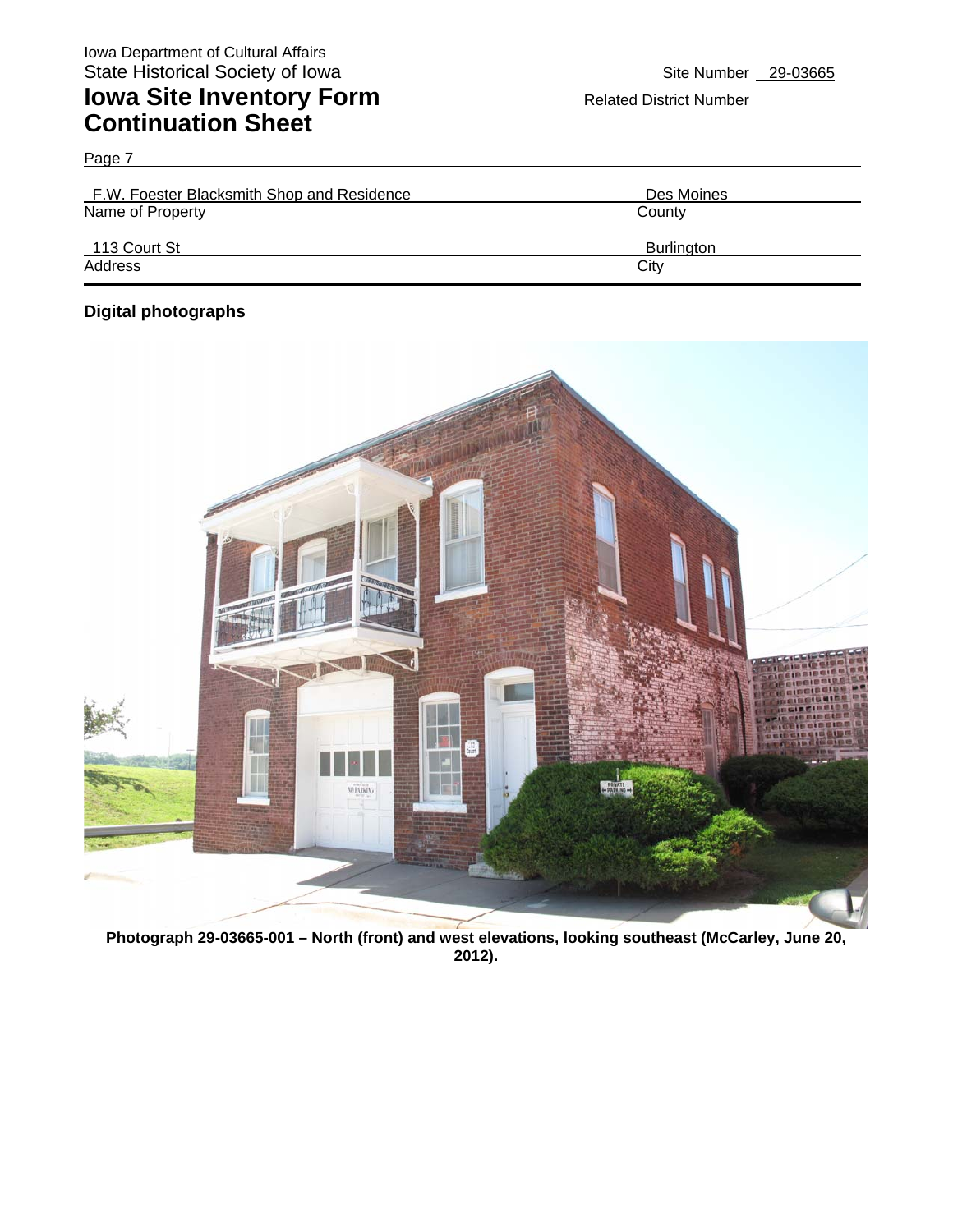Iowa Department of Cultural Affairs
State Historical Society of Iowa

# Iowa Site Inventory Form
# Continuation Sheet

Site Number 29-03665

Related District Number

Page 7

| | |
|---|---|
| F.W. Foester Blacksmith Shop and Residence | Des Moines |
| Name of Property | County |
| 113 Court St | Burlington |
| Address | City |

**Digital photographs**

**Photograph 29-03665-001 – North (front) and west elevations, looking southeast (McCarley, June 20, 2012).**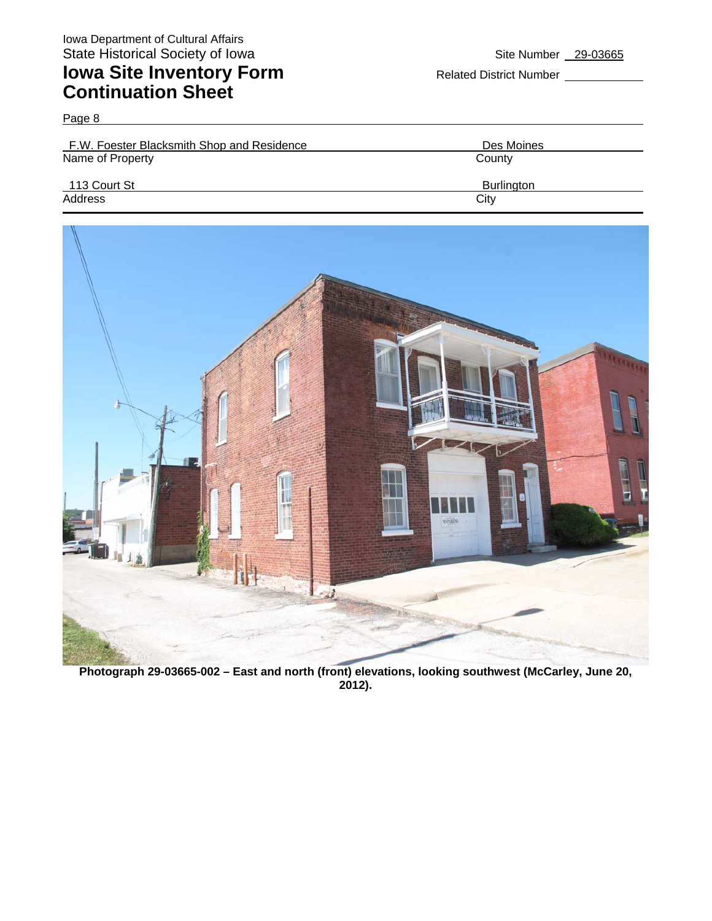Iowa Department of Cultural Affairs
State Historical Society of Iowa

# Iowa Site Inventory Form Continuation Sheet

Site Number 29-03665

Related District Number

Page 8

| F.W. Foester Blacksmith Shop and Residence | Des Moines |
|---|---|
| Name of Property | County |
| 113 Court St | Burlington |
| Address | City |

**Photograph 29-03665-002 – East and north (front) elevations, looking southwest (McCarley, June 20, 2012).**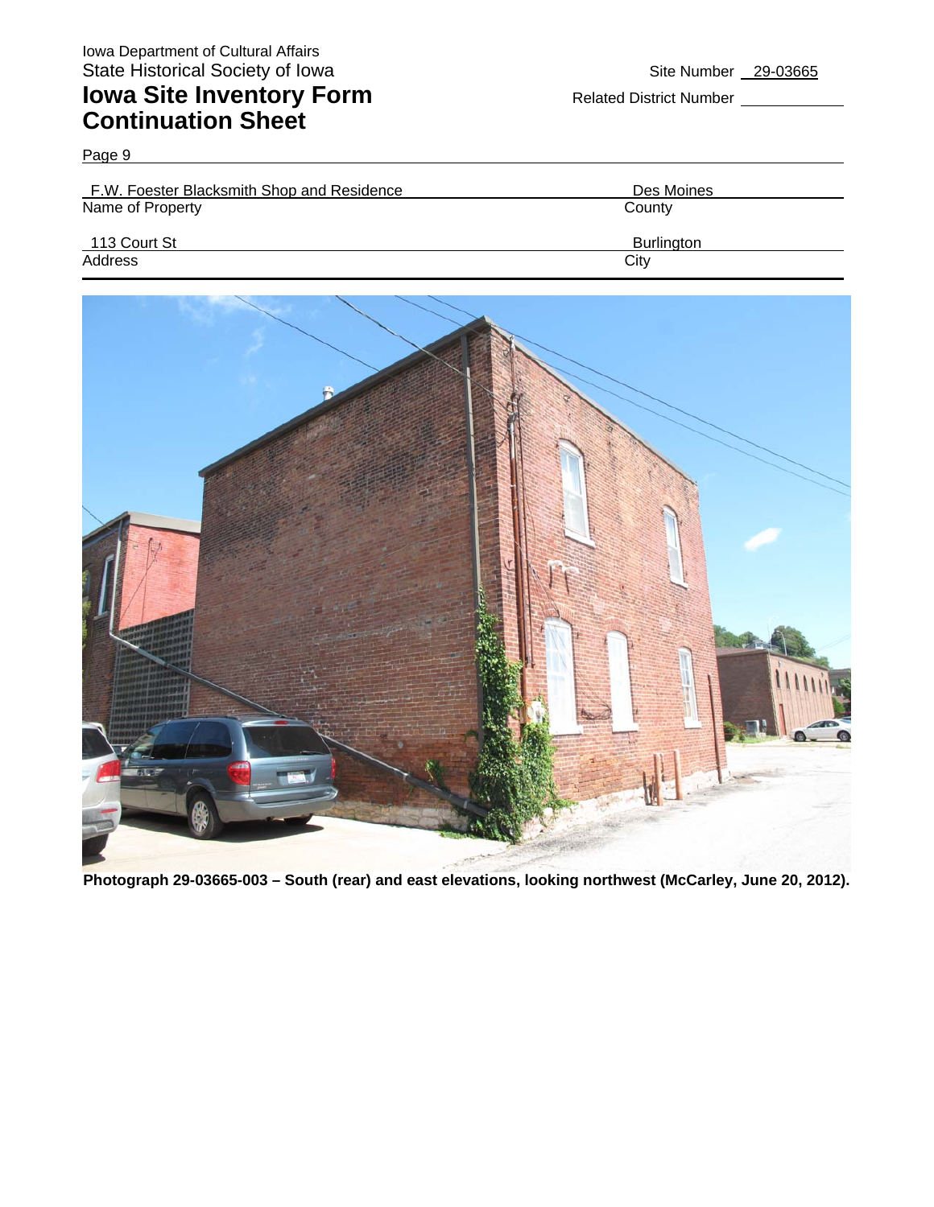Iowa Department of Cultural Affairs
State Historical Society of Iowa

# Iowa Site Inventory Form
# Continuation Sheet

Site Number 29-03665

Related District Number

Page 9

| | |
|---|---|
| F.W. Foester Blacksmith Shop and Residence | Des Moines |
| Name of Property | County |
| 113 Court St | Burlington |
| Address | City |

**Photograph 29-03665-003 – South (rear) and east elevations, looking northwest (McCarley, June 20, 2012).**